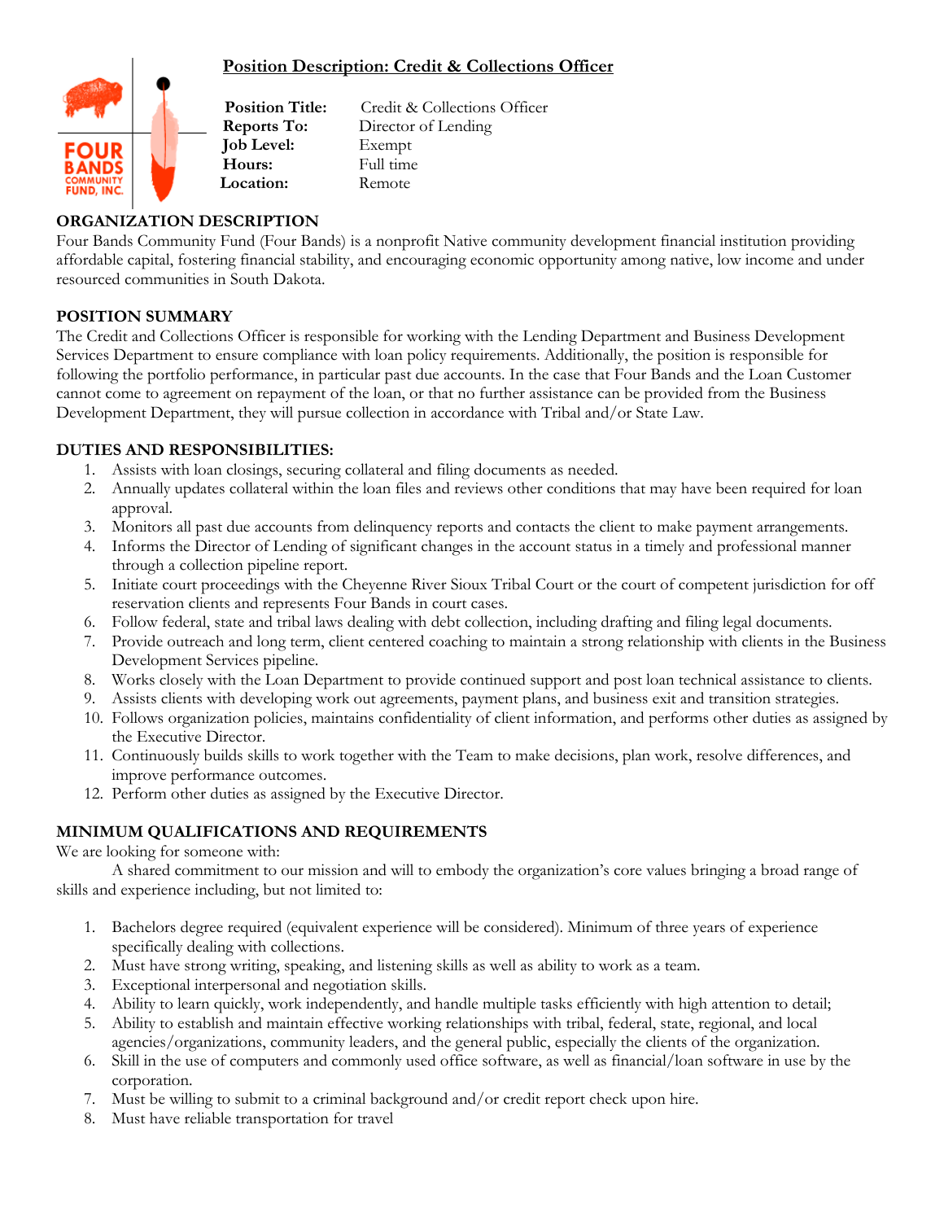# Position Description: Credit & Collections Officer

FOUR BANDS COMMUNITY FUND, INC.

| | |
|---|---|
| **Position Title:** | Credit & Collections Officer |
| **Reports To:** | Director of Lending |
| **Job Level:** | Exempt |
| **Hours:** | Full time |
| **Location:** | Remote |

## ORGANIZATION DESCRIPTION

Four Bands Community Fund (Four Bands) is a nonprofit Native community development financial institution providing affordable capital, fostering financial stability, and encouraging economic opportunity among native, low income and under resourced communities in South Dakota.

## POSITION SUMMARY

The Credit and Collections Officer is responsible for working with the Lending Department and Business Development Services Department to ensure compliance with loan policy requirements. Additionally, the position is responsible for following the portfolio performance, in particular past due accounts. In the case that Four Bands and the Loan Customer cannot come to agreement on repayment of the loan, or that no further assistance can be provided from the Business Development Department, they will pursue collection in accordance with Tribal and/or State Law.

## DUTIES AND RESPONSIBILITIES:

1. Assists with loan closings, securing collateral and filing documents as needed.
2. Annually updates collateral within the loan files and reviews other conditions that may have been required for loan approval.
3. Monitors all past due accounts from delinquency reports and contacts the client to make payment arrangements.
4. Informs the Director of Lending of significant changes in the account status in a timely and professional manner through a collection pipeline report.
5. Initiate court proceedings with the Cheyenne River Sioux Tribal Court or the court of competent jurisdiction for off reservation clients and represents Four Bands in court cases.
6. Follow federal, state and tribal laws dealing with debt collection, including drafting and filing legal documents.
7. Provide outreach and long term, client centered coaching to maintain a strong relationship with clients in the Business Development Services pipeline.
8. Works closely with the Loan Department to provide continued support and post loan technical assistance to clients.
9. Assists clients with developing work out agreements, payment plans, and business exit and transition strategies.
10. Follows organization policies, maintains confidentiality of client information, and performs other duties as assigned by the Executive Director.
11. Continuously builds skills to work together with the Team to make decisions, plan work, resolve differences, and improve performance outcomes.
12. Perform other duties as assigned by the Executive Director.

## MINIMUM QUALIFICATIONS AND REQUIREMENTS

We are looking for someone with:

A shared commitment to our mission and will to embody the organization's core values bringing a broad range of skills and experience including, but not limited to:

1. Bachelors degree required (equivalent experience will be considered). Minimum of three years of experience specifically dealing with collections.
2. Must have strong writing, speaking, and listening skills as well as ability to work as a team.
3. Exceptional interpersonal and negotiation skills.
4. Ability to learn quickly, work independently, and handle multiple tasks efficiently with high attention to detail;
5. Ability to establish and maintain effective working relationships with tribal, federal, state, regional, and local agencies/organizations, community leaders, and the general public, especially the clients of the organization.
6. Skill in the use of computers and commonly used office software, as well as financial/loan software in use by the corporation.
7. Must be willing to submit to a criminal background and/or credit report check upon hire.
8. Must have reliable transportation for travel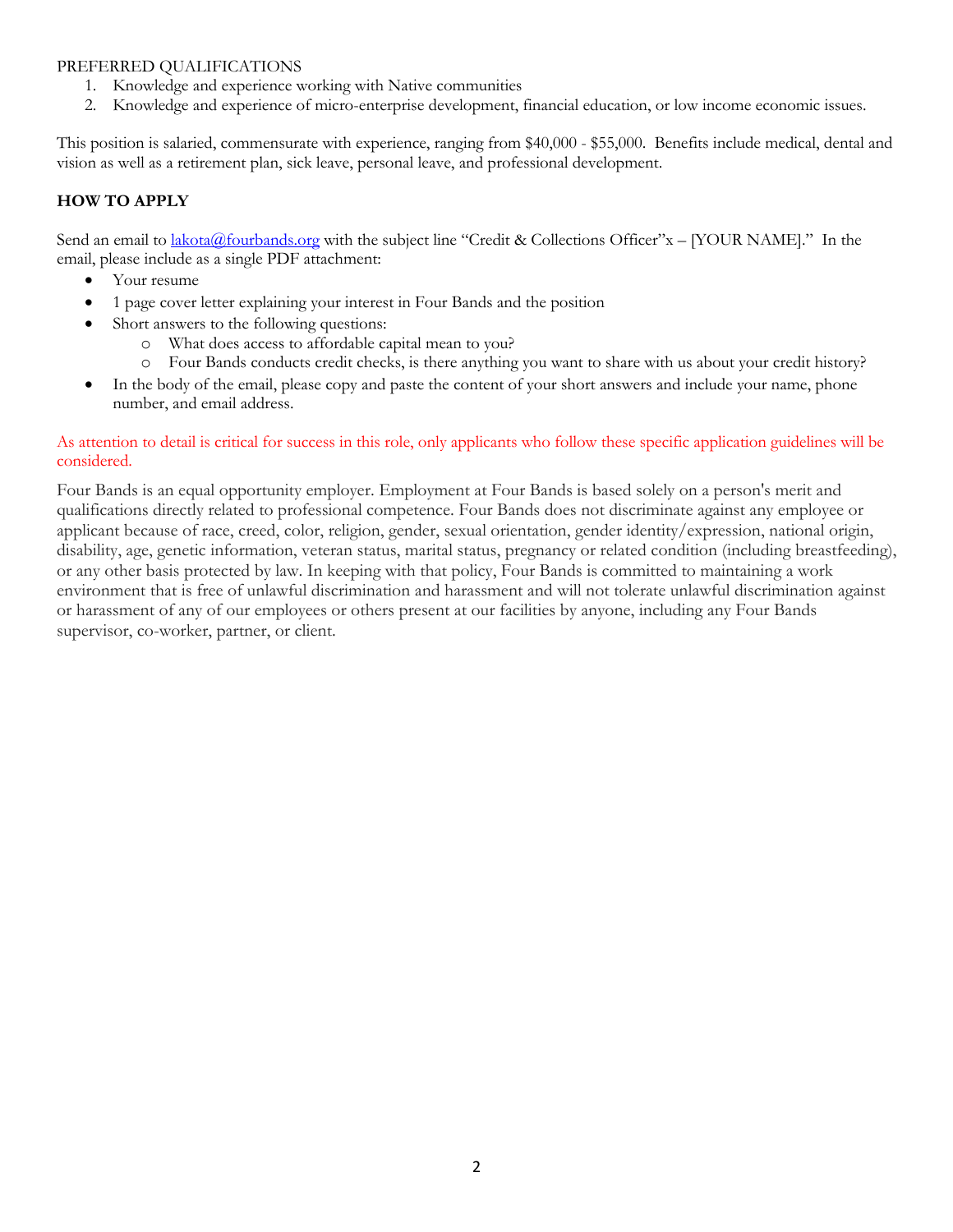PREFERRED QUALIFICATIONS

1. Knowledge and experience working with Native communities
2. Knowledge and experience of micro-enterprise development, financial education, or low income economic issues.

This position is salaried, commensurate with experience, ranging from $40,000 - $55,000. Benefits include medical, dental and vision as well as a retirement plan, sick leave, personal leave, and professional development.

**HOW TO APPLY**

Send an email to lakota@fourbands.org with the subject line "Credit & Collections Officer"x – [YOUR NAME]." In the email, please include as a single PDF attachment:

- Your resume
- 1 page cover letter explaining your interest in Four Bands and the position
- Short answers to the following questions:
  - What does access to affordable capital mean to you?
  - Four Bands conducts credit checks, is there anything you want to share with us about your credit history?
- In the body of the email, please copy and paste the content of your short answers and include your name, phone number, and email address.

As attention to detail is critical for success in this role, only applicants who follow these specific application guidelines will be considered.

Four Bands is an equal opportunity employer. Employment at Four Bands is based solely on a person's merit and qualifications directly related to professional competence. Four Bands does not discriminate against any employee or applicant because of race, creed, color, religion, gender, sexual orientation, gender identity/expression, national origin, disability, age, genetic information, veteran status, marital status, pregnancy or related condition (including breastfeeding), or any other basis protected by law. In keeping with that policy, Four Bands is committed to maintaining a work environment that is free of unlawful discrimination and harassment and will not tolerate unlawful discrimination against or harassment of any of our employees or others present at our facilities by anyone, including any Four Bands supervisor, co-worker, partner, or client.